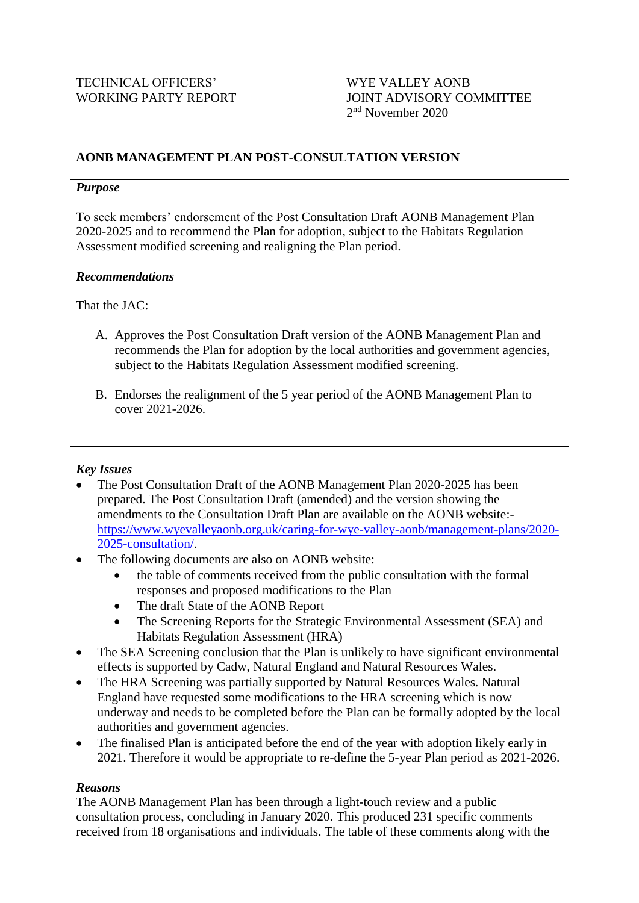TECHNICAL OFFICERS' WORKING PARTY REPORT

WYE VALLEY AONB JOINT ADVISORY COMMITTEE
2nd November 2020

## AONB MANAGEMENT PLAN POST-CONSULTATION VERSION

***Purpose***

To seek members' endorsement of the Post Consultation Draft AONB Management Plan 2020-2025 and to recommend the Plan for adoption, subject to the Habitats Regulation Assessment modified screening and realigning the Plan period.

***Recommendations***

That the JAC:

A. Approves the Post Consultation Draft version of the AONB Management Plan and recommends the Plan for adoption by the local authorities and government agencies, subject to the Habitats Regulation Assessment modified screening.

B. Endorses the realignment of the 5 year period of the AONB Management Plan to cover 2021-2026.

***Key Issues***

- The Post Consultation Draft of the AONB Management Plan 2020-2025 has been prepared. The Post Consultation Draft (amended) and the version showing the amendments to the Consultation Draft Plan are available on the AONB website:- [https://www.wyevalleyaonb.org.uk/caring-for-wye-valley-aonb/management-plans/2020-2025-consultation/](https://www.wyevalleyaonb.org.uk/caring-for-wye-valley-aonb/management-plans/2020-2025-consultation/).
- The following documents are also on AONB website:
  - the table of comments received from the public consultation with the formal responses and proposed modifications to the Plan
  - The draft State of the AONB Report
  - The Screening Reports for the Strategic Environmental Assessment (SEA) and Habitats Regulation Assessment (HRA)
- The SEA Screening conclusion that the Plan is unlikely to have significant environmental effects is supported by Cadw, Natural England and Natural Resources Wales.
- The HRA Screening was partially supported by Natural Resources Wales. Natural England have requested some modifications to the HRA screening which is now underway and needs to be completed before the Plan can be formally adopted by the local authorities and government agencies.
- The finalised Plan is anticipated before the end of the year with adoption likely early in 2021. Therefore it would be appropriate to re-define the 5-year Plan period as 2021-2026.

***Reasons***

The AONB Management Plan has been through a light-touch review and a public consultation process, concluding in January 2020. This produced 231 specific comments received from 18 organisations and individuals. The table of these comments along with the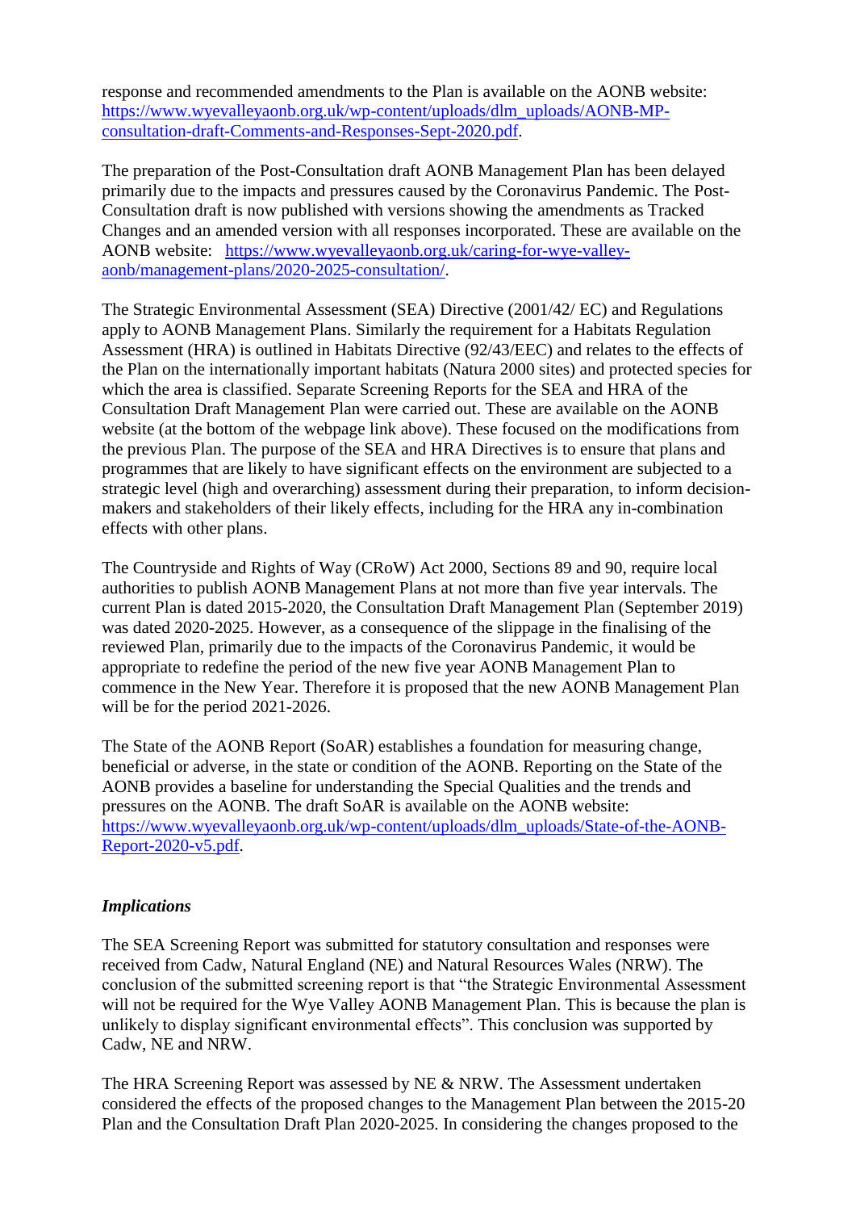response and recommended amendments to the Plan is available on the AONB website: https://www.wyevalleyaonb.org.uk/wp-content/uploads/dlm_uploads/AONB-MP-consultation-draft-Comments-and-Responses-Sept-2020.pdf.

The preparation of the Post-Consultation draft AONB Management Plan has been delayed primarily due to the impacts and pressures caused by the Coronavirus Pandemic. The Post-Consultation draft is now published with versions showing the amendments as Tracked Changes and an amended version with all responses incorporated. These are available on the AONB website: https://www.wyevalleyaonb.org.uk/caring-for-wye-valley-aonb/management-plans/2020-2025-consultation/.

The Strategic Environmental Assessment (SEA) Directive (2001/42/ EC) and Regulations apply to AONB Management Plans. Similarly the requirement for a Habitats Regulation Assessment (HRA) is outlined in Habitats Directive (92/43/EEC) and relates to the effects of the Plan on the internationally important habitats (Natura 2000 sites) and protected species for which the area is classified. Separate Screening Reports for the SEA and HRA of the Consultation Draft Management Plan were carried out. These are available on the AONB website (at the bottom of the webpage link above). These focused on the modifications from the previous Plan. The purpose of the SEA and HRA Directives is to ensure that plans and programmes that are likely to have significant effects on the environment are subjected to a strategic level (high and overarching) assessment during their preparation, to inform decision-makers and stakeholders of their likely effects, including for the HRA any in-combination effects with other plans.

The Countryside and Rights of Way (CRoW) Act 2000, Sections 89 and 90, require local authorities to publish AONB Management Plans at not more than five year intervals. The current Plan is dated 2015-2020, the Consultation Draft Management Plan (September 2019) was dated 2020-2025. However, as a consequence of the slippage in the finalising of the reviewed Plan, primarily due to the impacts of the Coronavirus Pandemic, it would be appropriate to redefine the period of the new five year AONB Management Plan to commence in the New Year. Therefore it is proposed that the new AONB Management Plan will be for the period 2021-2026.

The State of the AONB Report (SoAR) establishes a foundation for measuring change, beneficial or adverse, in the state or condition of the AONB. Reporting on the State of the AONB provides a baseline for understanding the Special Qualities and the trends and pressures on the AONB. The draft SoAR is available on the AONB website: https://www.wyevalleyaonb.org.uk/wp-content/uploads/dlm_uploads/State-of-the-AONB-Report-2020-v5.pdf.

***Implications***

The SEA Screening Report was submitted for statutory consultation and responses were received from Cadw, Natural England (NE) and Natural Resources Wales (NRW). The conclusion of the submitted screening report is that "the Strategic Environmental Assessment will not be required for the Wye Valley AONB Management Plan. This is because the plan is unlikely to display significant environmental effects". This conclusion was supported by Cadw, NE and NRW.

The HRA Screening Report was assessed by NE & NRW. The Assessment undertaken considered the effects of the proposed changes to the Management Plan between the 2015-20 Plan and the Consultation Draft Plan 2020-2025. In considering the changes proposed to the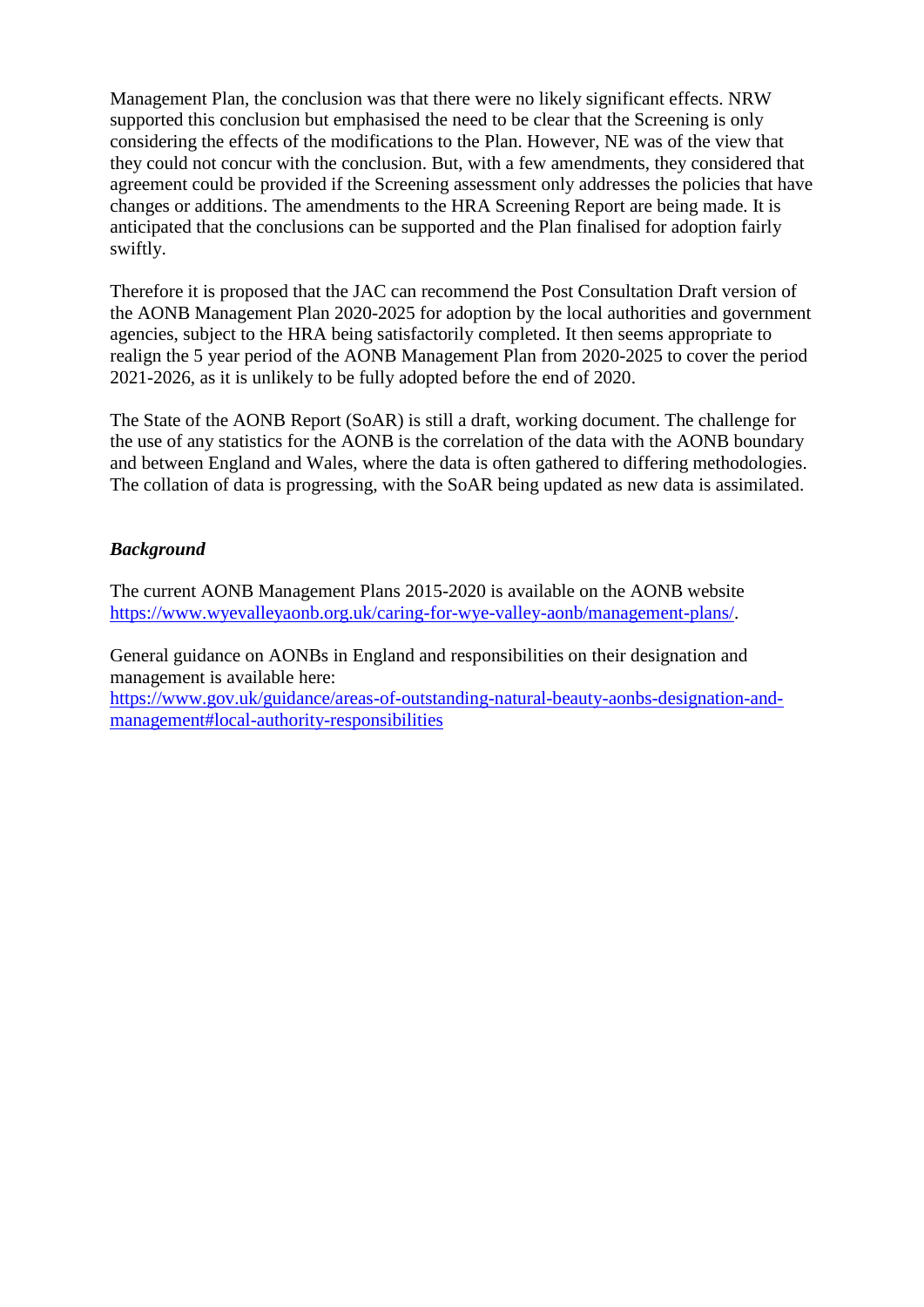Management Plan, the conclusion was that there were no likely significant effects. NRW supported this conclusion but emphasised the need to be clear that the Screening is only considering the effects of the modifications to the Plan. However, NE was of the view that they could not concur with the conclusion. But, with a few amendments, they considered that agreement could be provided if the Screening assessment only addresses the policies that have changes or additions. The amendments to the HRA Screening Report are being made. It is anticipated that the conclusions can be supported and the Plan finalised for adoption fairly swiftly.

Therefore it is proposed that the JAC can recommend the Post Consultation Draft version of the AONB Management Plan 2020-2025 for adoption by the local authorities and government agencies, subject to the HRA being satisfactorily completed. It then seems appropriate to realign the 5 year period of the AONB Management Plan from 2020-2025 to cover the period 2021-2026, as it is unlikely to be fully adopted before the end of 2020.

The State of the AONB Report (SoAR) is still a draft, working document. The challenge for the use of any statistics for the AONB is the correlation of the data with the AONB boundary and between England and Wales, where the data is often gathered to differing methodologies. The collation of data is progressing, with the SoAR being updated as new data is assimilated.

***Background***

The current AONB Management Plans 2015-2020 is available on the AONB website [https://www.wyevalleyaonb.org.uk/caring-for-wye-valley-aonb/management-plans/](https://www.wyevalleyaonb.org.uk/caring-for-wye-valley-aonb/management-plans/).

General guidance on AONBs in England and responsibilities on their designation and management is available here:
[https://www.gov.uk/guidance/areas-of-outstanding-natural-beauty-aonbs-designation-and-management#local-authority-responsibilities](https://www.gov.uk/guidance/areas-of-outstanding-natural-beauty-aonbs-designation-and-management#local-authority-responsibilities)